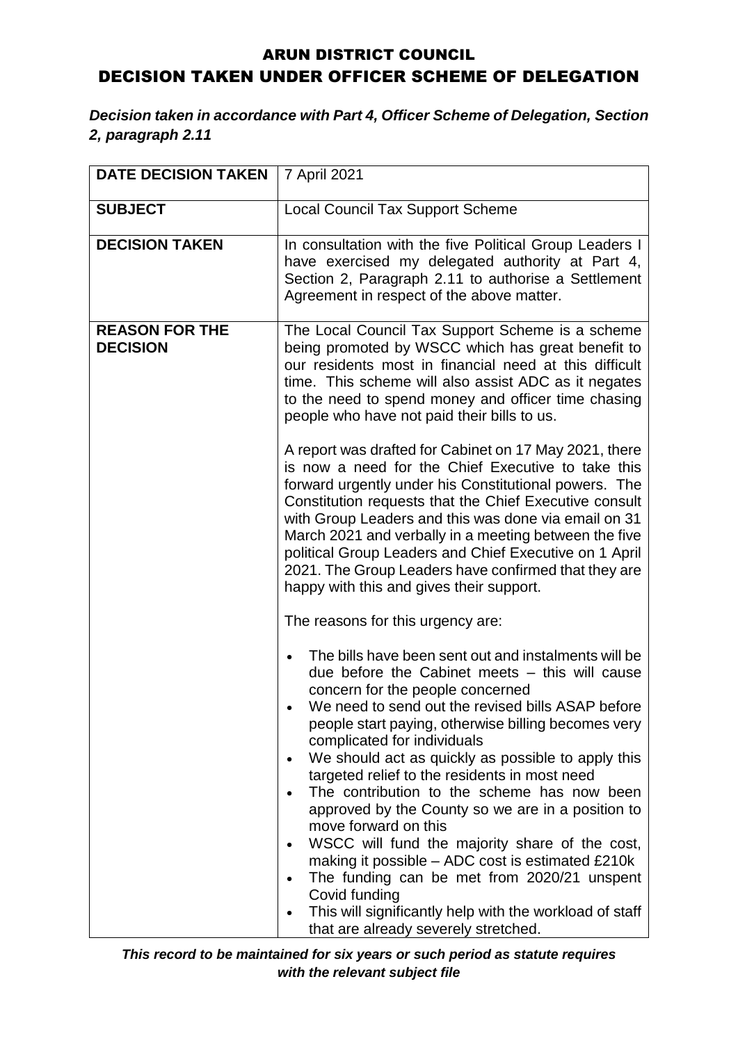# ARUN DISTRICT COUNCIL
# DECISION TAKEN UNDER OFFICER SCHEME OF DELEGATION

***Decision taken in accordance with Part 4, Officer Scheme of Delegation, Section 2, paragraph 2.11***

| **DATE DECISION TAKEN** | 7 April 2021 |
|---|---|
| **SUBJECT** | Local Council Tax Support Scheme |
| **DECISION TAKEN** | In consultation with the five Political Group Leaders I have exercised my delegated authority at Part 4, Section 2, Paragraph 2.11 to authorise a Settlement Agreement in respect of the above matter. |
| **REASON FOR THE DECISION** | The Local Council Tax Support Scheme is a scheme being promoted by WSCC which has great benefit to our residents most in financial need at this difficult time. This scheme will also assist ADC as it negates to the need to spend money and officer time chasing people who have not paid their bills to us.<br><br>A report was drafted for Cabinet on 17 May 2021, there is now a need for the Chief Executive to take this forward urgently under his Constitutional powers. The Constitution requests that the Chief Executive consult with Group Leaders and this was done via email on 31 March 2021 and verbally in a meeting between the five political Group Leaders and Chief Executive on 1 April 2021. The Group Leaders have confirmed that they are happy with this and gives their support.<br><br>The reasons for this urgency are:<br><br>• The bills have been sent out and instalments will be due before the Cabinet meets – this will cause concern for the people concerned<br>• We need to send out the revised bills ASAP before people start paying, otherwise billing becomes very complicated for individuals<br>• We should act as quickly as possible to apply this targeted relief to the residents in most need<br>• The contribution to the scheme has now been approved by the County so we are in a position to move forward on this<br>• WSCC will fund the majority share of the cost, making it possible – ADC cost is estimated £210k<br>• The funding can be met from 2020/21 unspent Covid funding<br>• This will significantly help with the workload of staff that are already severely stretched. |

***This record to be maintained for six years or such period as statute requires with the relevant subject file***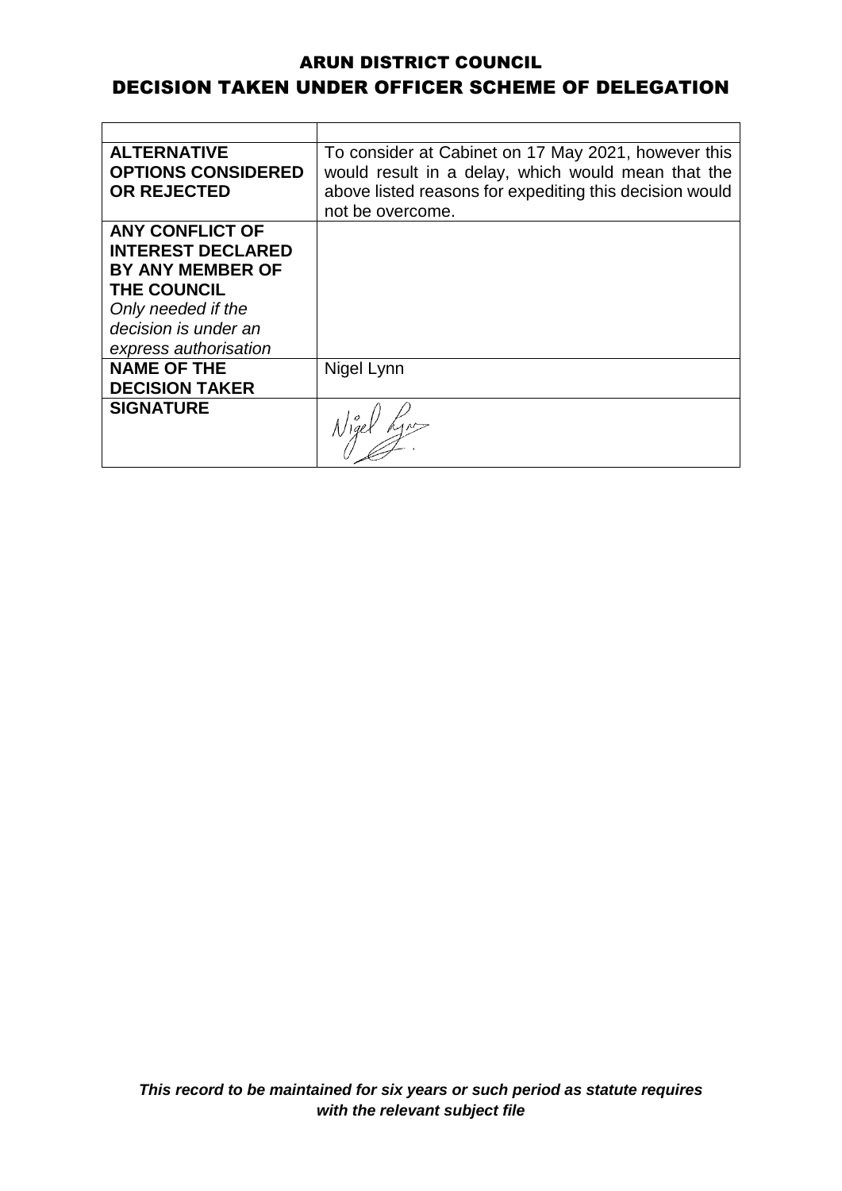# ARUN DISTRICT COUNCIL

# DECISION TAKEN UNDER OFFICER SCHEME OF DELEGATION

| | |
|---|---|
| **ALTERNATIVE OPTIONS CONSIDERED OR REJECTED** | To consider at Cabinet on 17 May 2021, however this would result in a delay, which would mean that the above listed reasons for expediting this decision would not be overcome. |
| **ANY CONFLICT OF INTEREST DECLARED BY ANY MEMBER OF THE COUNCIL** *Only needed if the decision is under an express authorisation* | |
| **NAME OF THE DECISION TAKER** | Nigel Lynn |
| **SIGNATURE** | Nigel Lynn |

***This record to be maintained for six years or such period as statute requires with the relevant subject file***